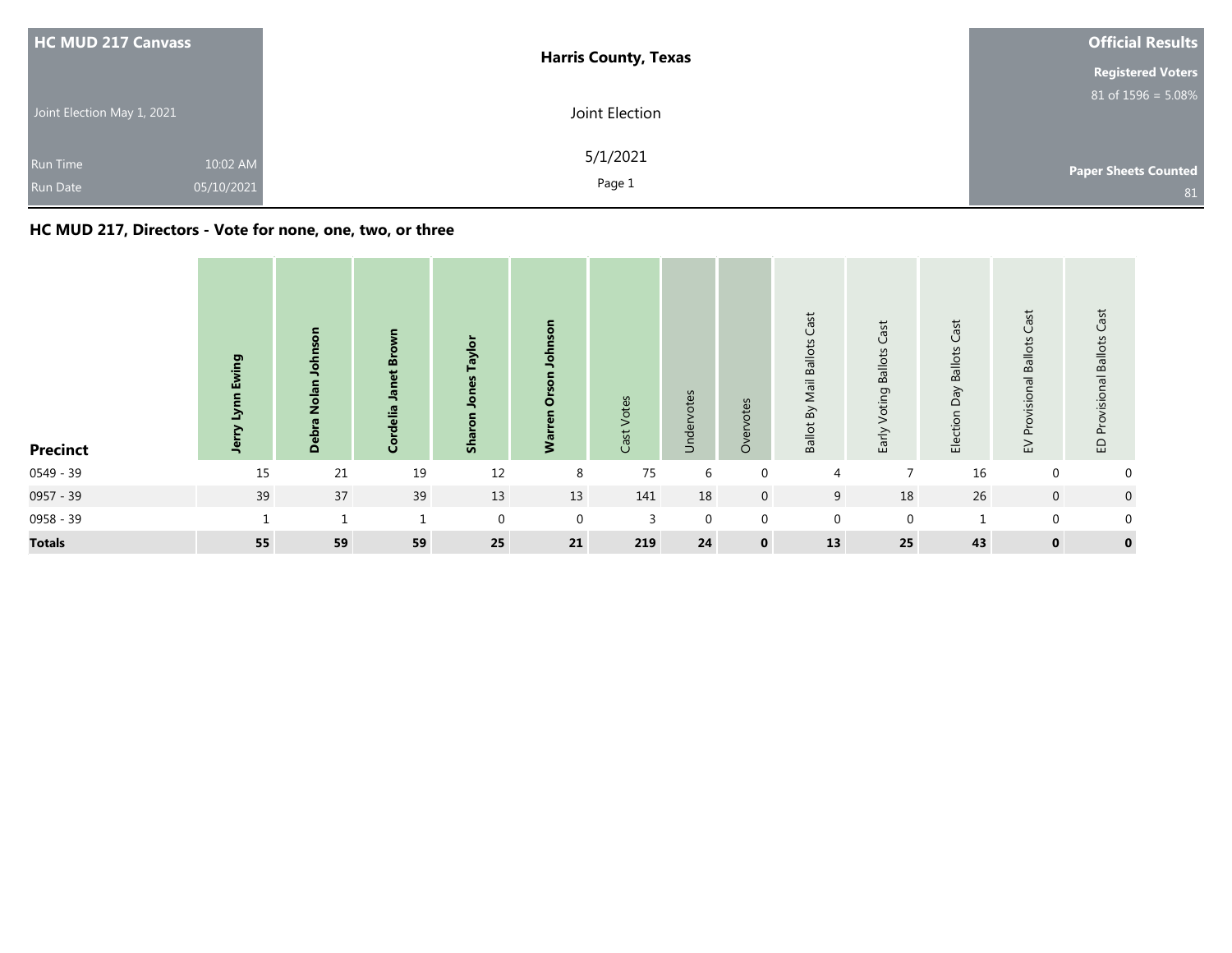**HC MUD 217 Canvass**

Joint Election May 1, 2021

Run Time 10:02 AM
Run Date 05/10/2021

**Harris County, Texas**

Joint Election

5/1/2021

**Official Results**

**Registered Voters**
81 of 1596 = 5.08%

**Paper Sheets Counted**
81

## HC MUD 217, Directors - Vote for none, one, two, or three

| Precinct | Jerry Lynn Ewing | Debra Nolan Johnson | Cordelia Janet Brown | Sharon Jones Taylor | Warren Orson Johnson | Cast Votes | Undervotes | Overvotes | Ballot By Mail Ballots Cast | Early Voting Ballots Cast | Election Day Ballots Cast | EV Provisional Ballots Cast | ED Provisional Ballots Cast |
|---|---|---|---|---|---|---|---|---|---|---|---|---|---|
| 0549 - 39 | 15 | 21 | 19 | 12 | 8 | 75 | 6 | 0 | 4 | 7 | 16 | 0 | 0 |
| 0957 - 39 | 39 | 37 | 39 | 13 | 13 | 141 | 18 | 0 | 9 | 18 | 26 | 0 | 0 |
| 0958 - 39 | 1 | 1 | 1 | 0 | 0 | 3 | 0 | 0 | 0 | 0 | 1 | 0 | 0 |
| **Totals** | **55** | **59** | **59** | **25** | **21** | **219** | **24** | **0** | **13** | **25** | **43** | **0** | **0** |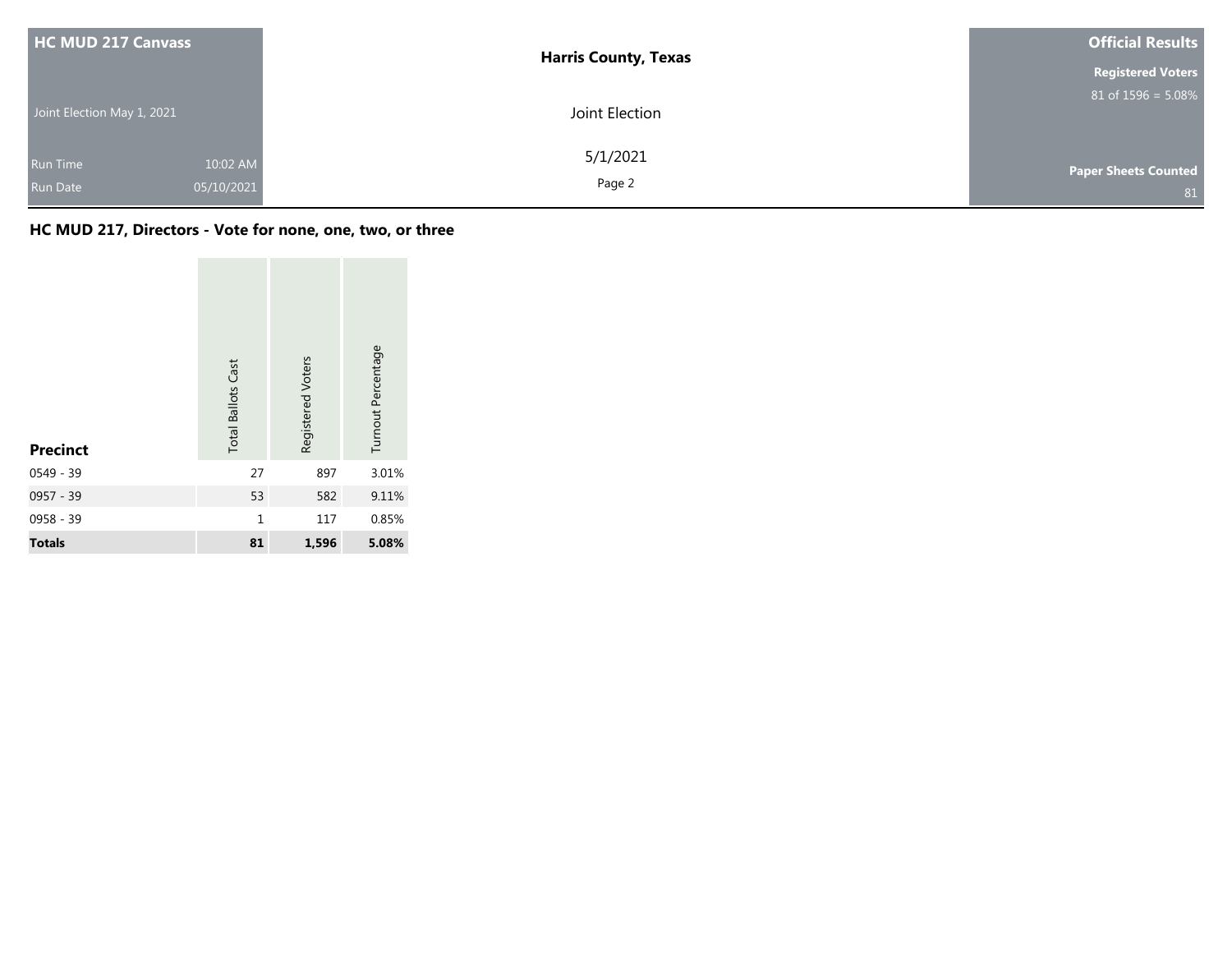## HC MUD 217, Directors - Vote for none, one, two, or three

| Precinct | Total Ballots Cast | Registered Voters | Turnout Percentage |
|---|---|---|---|
| 0549 - 39 | 27 | 897 | 3.01% |
| 0957 - 39 | 53 | 582 | 9.11% |
| 0958 - 39 | 1 | 117 | 0.85% |
| **Totals** | **81** | **1,596** | **5.08%** |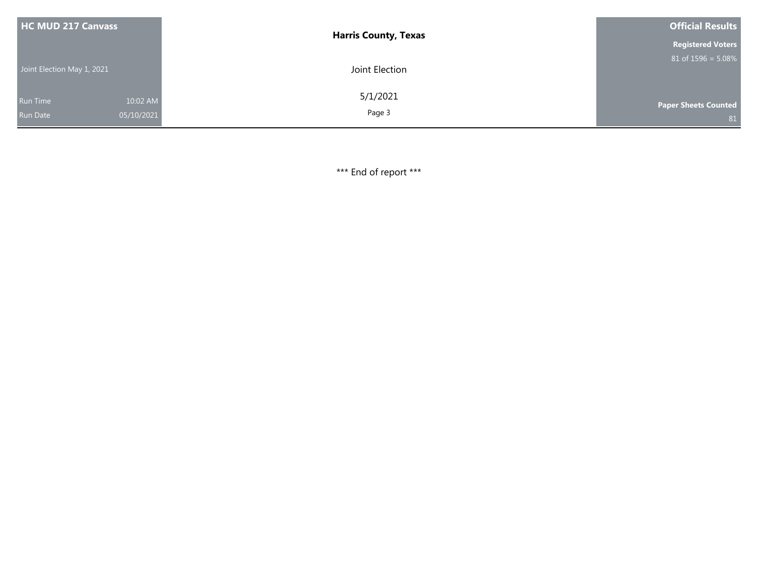*** End of report ***